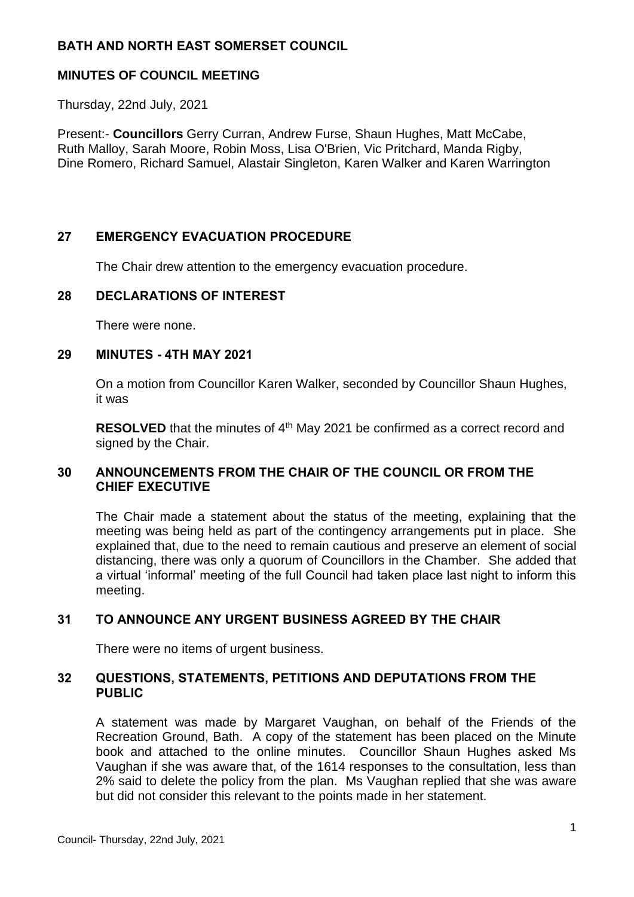# BATH AND NORTH EAST SOMERSET COUNCIL

## MINUTES OF COUNCIL MEETING

Thursday, 22nd July, 2021

Present:- **Councillors** Gerry Curran, Andrew Furse, Shaun Hughes, Matt McCabe, Ruth Malloy, Sarah Moore, Robin Moss, Lisa O'Brien, Vic Pritchard, Manda Rigby, Dine Romero, Richard Samuel, Alastair Singleton, Karen Walker and Karen Warrington

### 27 EMERGENCY EVACUATION PROCEDURE

The Chair drew attention to the emergency evacuation procedure.

### 28 DECLARATIONS OF INTEREST

There were none.

### 29 MINUTES - 4TH MAY 2021

On a motion from Councillor Karen Walker, seconded by Councillor Shaun Hughes, it was

**RESOLVED** that the minutes of 4th May 2021 be confirmed as a correct record and signed by the Chair.

### 30 ANNOUNCEMENTS FROM THE CHAIR OF THE COUNCIL OR FROM THE CHIEF EXECUTIVE

The Chair made a statement about the status of the meeting, explaining that the meeting was being held as part of the contingency arrangements put in place. She explained that, due to the need to remain cautious and preserve an element of social distancing, there was only a quorum of Councillors in the Chamber. She added that a virtual 'informal' meeting of the full Council had taken place last night to inform this meeting.

### 31 TO ANNOUNCE ANY URGENT BUSINESS AGREED BY THE CHAIR

There were no items of urgent business.

### 32 QUESTIONS, STATEMENTS, PETITIONS AND DEPUTATIONS FROM THE PUBLIC

A statement was made by Margaret Vaughan, on behalf of the Friends of the Recreation Ground, Bath. A copy of the statement has been placed on the Minute book and attached to the online minutes. Councillor Shaun Hughes asked Ms Vaughan if she was aware that, of the 1614 responses to the consultation, less than 2% said to delete the policy from the plan. Ms Vaughan replied that she was aware but did not consider this relevant to the points made in her statement.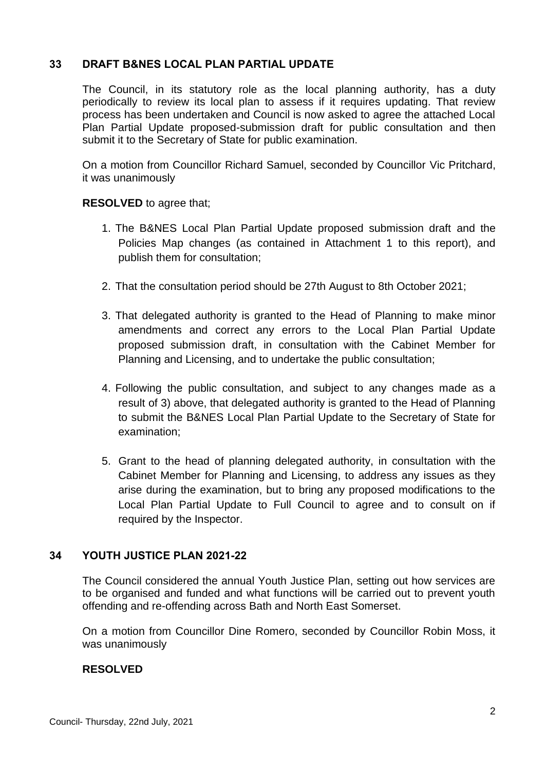## 33 DRAFT B&NES LOCAL PLAN PARTIAL UPDATE

The Council, in its statutory role as the local planning authority, has a duty periodically to review its local plan to assess if it requires updating. That review process has been undertaken and Council is now asked to agree the attached Local Plan Partial Update proposed-submission draft for public consultation and then submit it to the Secretary of State for public examination.

On a motion from Councillor Richard Samuel, seconded by Councillor Vic Pritchard, it was unanimously

**RESOLVED** to agree that;

1. The B&NES Local Plan Partial Update proposed submission draft and the Policies Map changes (as contained in Attachment 1 to this report), and publish them for consultation;
2. That the consultation period should be 27th August to 8th October 2021;
3. That delegated authority is granted to the Head of Planning to make minor amendments and correct any errors to the Local Plan Partial Update proposed submission draft, in consultation with the Cabinet Member for Planning and Licensing, and to undertake the public consultation;
4. Following the public consultation, and subject to any changes made as a result of 3) above, that delegated authority is granted to the Head of Planning to submit the B&NES Local Plan Partial Update to the Secretary of State for examination;
5. Grant to the head of planning delegated authority, in consultation with the Cabinet Member for Planning and Licensing, to address any issues as they arise during the examination, but to bring any proposed modifications to the Local Plan Partial Update to Full Council to agree and to consult on if required by the Inspector.

## 34 YOUTH JUSTICE PLAN 2021-22

The Council considered the annual Youth Justice Plan, setting out how services are to be organised and funded and what functions will be carried out to prevent youth offending and re-offending across Bath and North East Somerset.

On a motion from Councillor Dine Romero, seconded by Councillor Robin Moss, it was unanimously

**RESOLVED**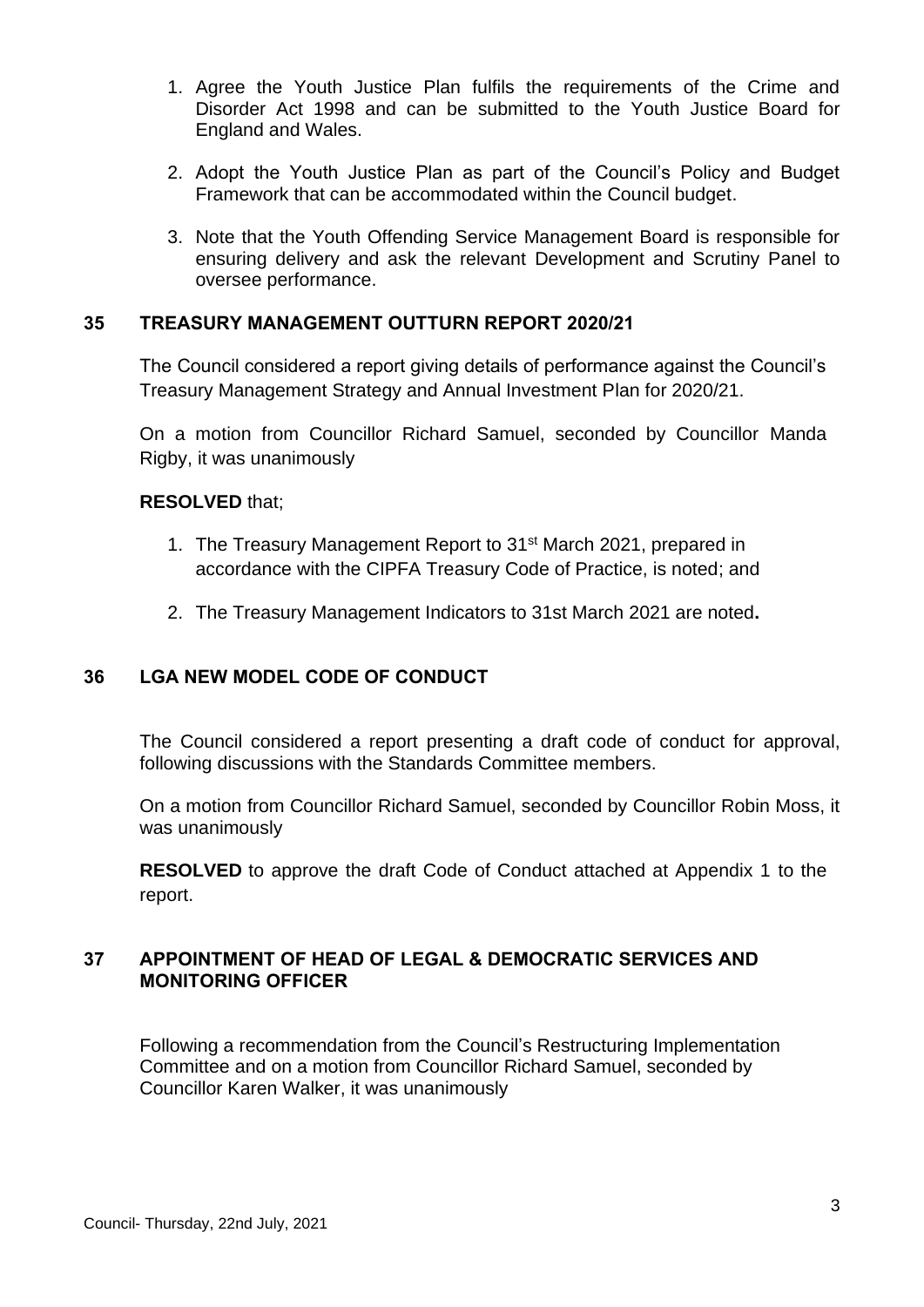1. Agree the Youth Justice Plan fulfils the requirements of the Crime and Disorder Act 1998 and can be submitted to the Youth Justice Board for England and Wales.

2. Adopt the Youth Justice Plan as part of the Council's Policy and Budget Framework that can be accommodated within the Council budget.

3. Note that the Youth Offending Service Management Board is responsible for ensuring delivery and ask the relevant Development and Scrutiny Panel to oversee performance.

## 35 TREASURY MANAGEMENT OUTTURN REPORT 2020/21

The Council considered a report giving details of performance against the Council's Treasury Management Strategy and Annual Investment Plan for 2020/21.

On a motion from Councillor Richard Samuel, seconded by Councillor Manda Rigby, it was unanimously

**RESOLVED** that;

1. The Treasury Management Report to 31st March 2021, prepared in accordance with the CIPFA Treasury Code of Practice, is noted; and

2. The Treasury Management Indicators to 31st March 2021 are noted**.**

## 36 LGA NEW MODEL CODE OF CONDUCT

The Council considered a report presenting a draft code of conduct for approval, following discussions with the Standards Committee members.

On a motion from Councillor Richard Samuel, seconded by Councillor Robin Moss, it was unanimously

**RESOLVED** to approve the draft Code of Conduct attached at Appendix 1 to the report.

## 37 APPOINTMENT OF HEAD OF LEGAL & DEMOCRATIC SERVICES AND MONITORING OFFICER

Following a recommendation from the Council's Restructuring Implementation Committee and on a motion from Councillor Richard Samuel, seconded by Councillor Karen Walker, it was unanimously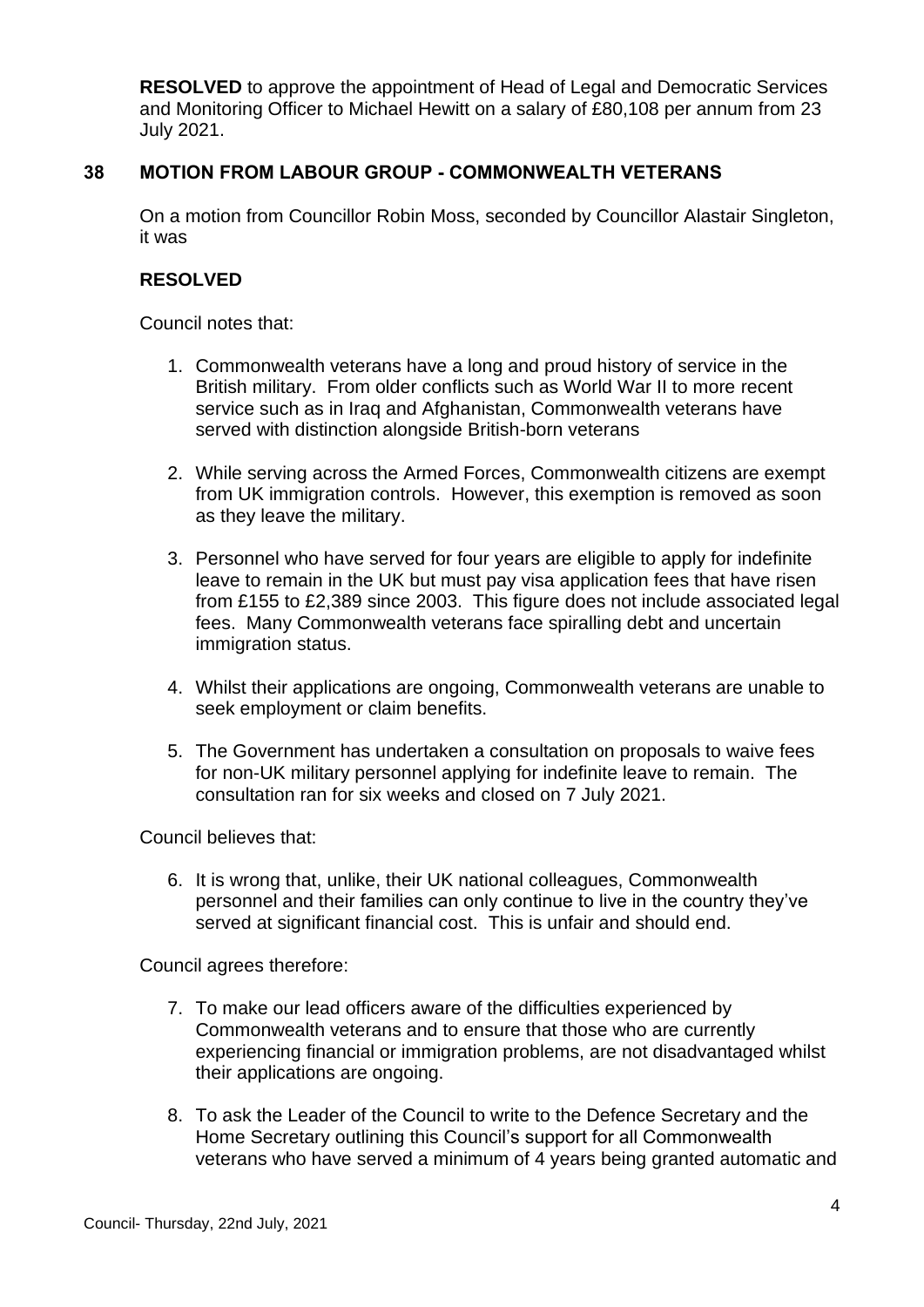**RESOLVED** to approve the appointment of Head of Legal and Democratic Services and Monitoring Officer to Michael Hewitt on a salary of £80,108 per annum from 23 July 2021.

## 38 MOTION FROM LABOUR GROUP - COMMONWEALTH VETERANS

On a motion from Councillor Robin Moss, seconded by Councillor Alastair Singleton, it was

**RESOLVED**

Council notes that:

1. Commonwealth veterans have a long and proud history of service in the British military. From older conflicts such as World War II to more recent service such as in Iraq and Afghanistan, Commonwealth veterans have served with distinction alongside British-born veterans

2. While serving across the Armed Forces, Commonwealth citizens are exempt from UK immigration controls. However, this exemption is removed as soon as they leave the military.

3. Personnel who have served for four years are eligible to apply for indefinite leave to remain in the UK but must pay visa application fees that have risen from £155 to £2,389 since 2003. This figure does not include associated legal fees. Many Commonwealth veterans face spiralling debt and uncertain immigration status.

4. Whilst their applications are ongoing, Commonwealth veterans are unable to seek employment or claim benefits.

5. The Government has undertaken a consultation on proposals to waive fees for non-UK military personnel applying for indefinite leave to remain. The consultation ran for six weeks and closed on 7 July 2021.

Council believes that:

6. It is wrong that, unlike, their UK national colleagues, Commonwealth personnel and their families can only continue to live in the country they've served at significant financial cost. This is unfair and should end.

Council agrees therefore:

7. To make our lead officers aware of the difficulties experienced by Commonwealth veterans and to ensure that those who are currently experiencing financial or immigration problems, are not disadvantaged whilst their applications are ongoing.

8. To ask the Leader of the Council to write to the Defence Secretary and the Home Secretary outlining this Council's support for all Commonwealth veterans who have served a minimum of 4 years being granted automatic and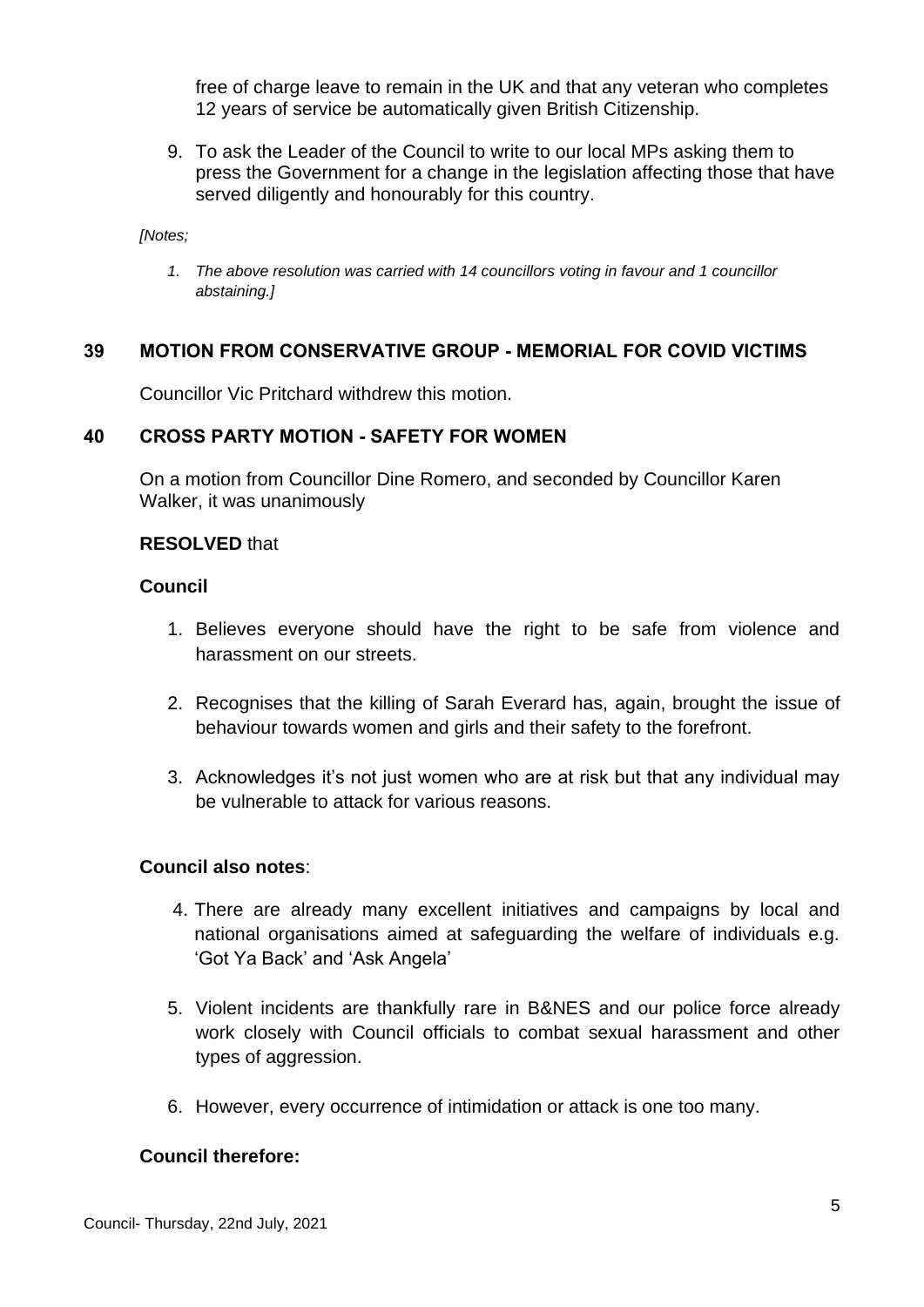free of charge leave to remain in the UK and that any veteran who completes 12 years of service be automatically given British Citizenship.

9. To ask the Leader of the Council to write to our local MPs asking them to press the Government for a change in the legislation affecting those that have served diligently and honourably for this country.

*[Notes;*

1. *The above resolution was carried with 14 councillors voting in favour and 1 councillor abstaining.]*

## 39 MOTION FROM CONSERVATIVE GROUP - MEMORIAL FOR COVID VICTIMS

Councillor Vic Pritchard withdrew this motion.

## 40 CROSS PARTY MOTION - SAFETY FOR WOMEN

On a motion from Councillor Dine Romero, and seconded by Councillor Karen Walker, it was unanimously

**RESOLVED** that

**Council**

1. Believes everyone should have the right to be safe from violence and harassment on our streets.

2. Recognises that the killing of Sarah Everard has, again, brought the issue of behaviour towards women and girls and their safety to the forefront.

3. Acknowledges it's not just women who are at risk but that any individual may be vulnerable to attack for various reasons.

**Council also notes**:

4. There are already many excellent initiatives and campaigns by local and national organisations aimed at safeguarding the welfare of individuals e.g. 'Got Ya Back' and 'Ask Angela'

5. Violent incidents are thankfully rare in B&NES and our police force already work closely with Council officials to combat sexual harassment and other types of aggression.

6. However, every occurrence of intimidation or attack is one too many.

**Council therefore:**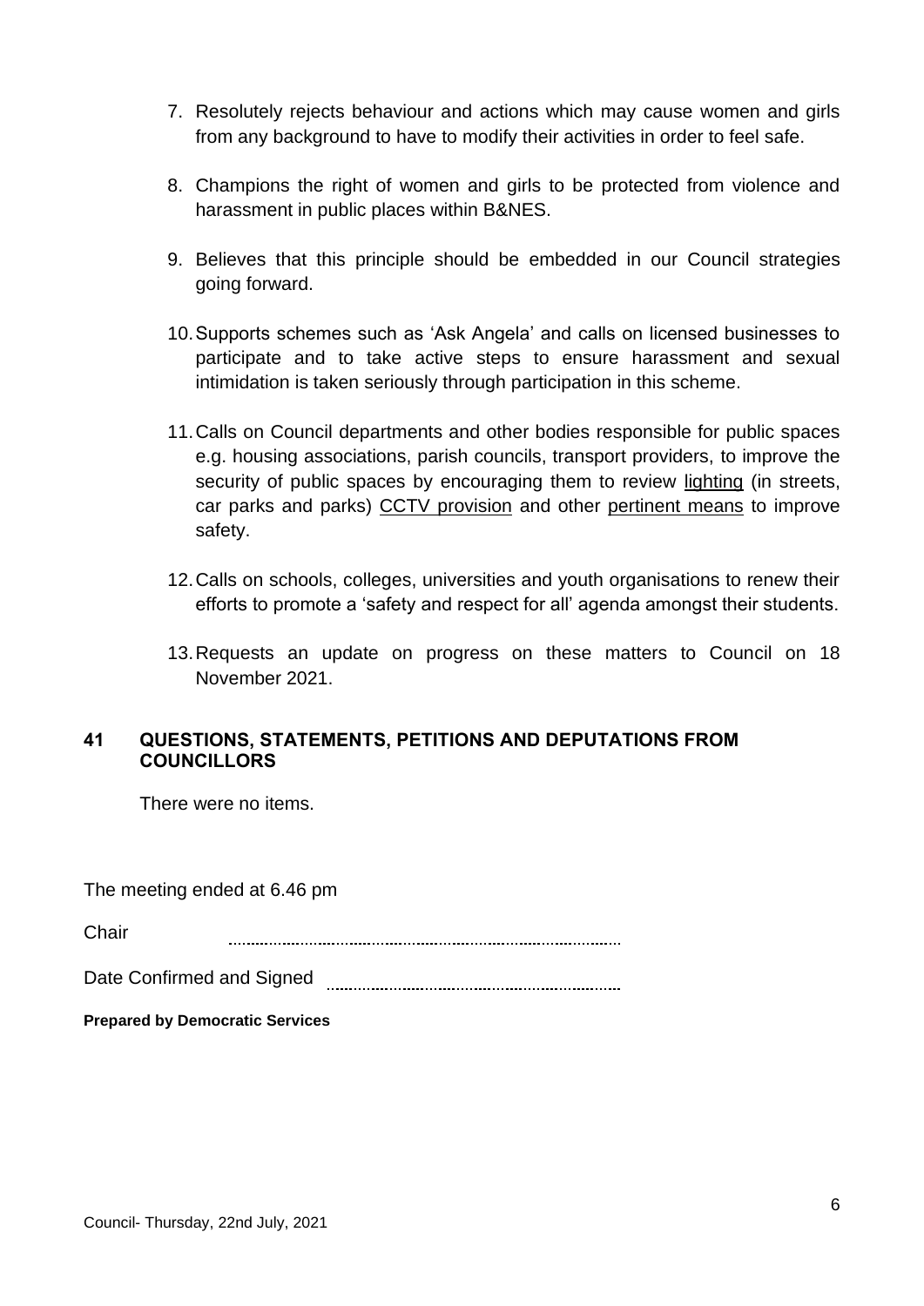7. Resolutely rejects behaviour and actions which may cause women and girls from any background to have to modify their activities in order to feel safe.

8. Champions the right of women and girls to be protected from violence and harassment in public places within B&NES.

9. Believes that this principle should be embedded in our Council strategies going forward.

10. Supports schemes such as 'Ask Angela' and calls on licensed businesses to participate and to take active steps to ensure harassment and sexual intimidation is taken seriously through participation in this scheme.

11. Calls on Council departments and other bodies responsible for public spaces e.g. housing associations, parish councils, transport providers, to improve the security of public spaces by encouraging them to review lighting (in streets, car parks and parks) CCTV provision and other pertinent means to improve safety.

12. Calls on schools, colleges, universities and youth organisations to renew their efforts to promote a 'safety and respect for all' agenda amongst their students.

13. Requests an update on progress on these matters to Council on 18 November 2021.

## 41 QUESTIONS, STATEMENTS, PETITIONS AND DEPUTATIONS FROM COUNCILLORS

There were no items.

The meeting ended at 6.46 pm

Chair ..........................................................................

Date Confirmed and Signed ..........................................................

**Prepared by Democratic Services**